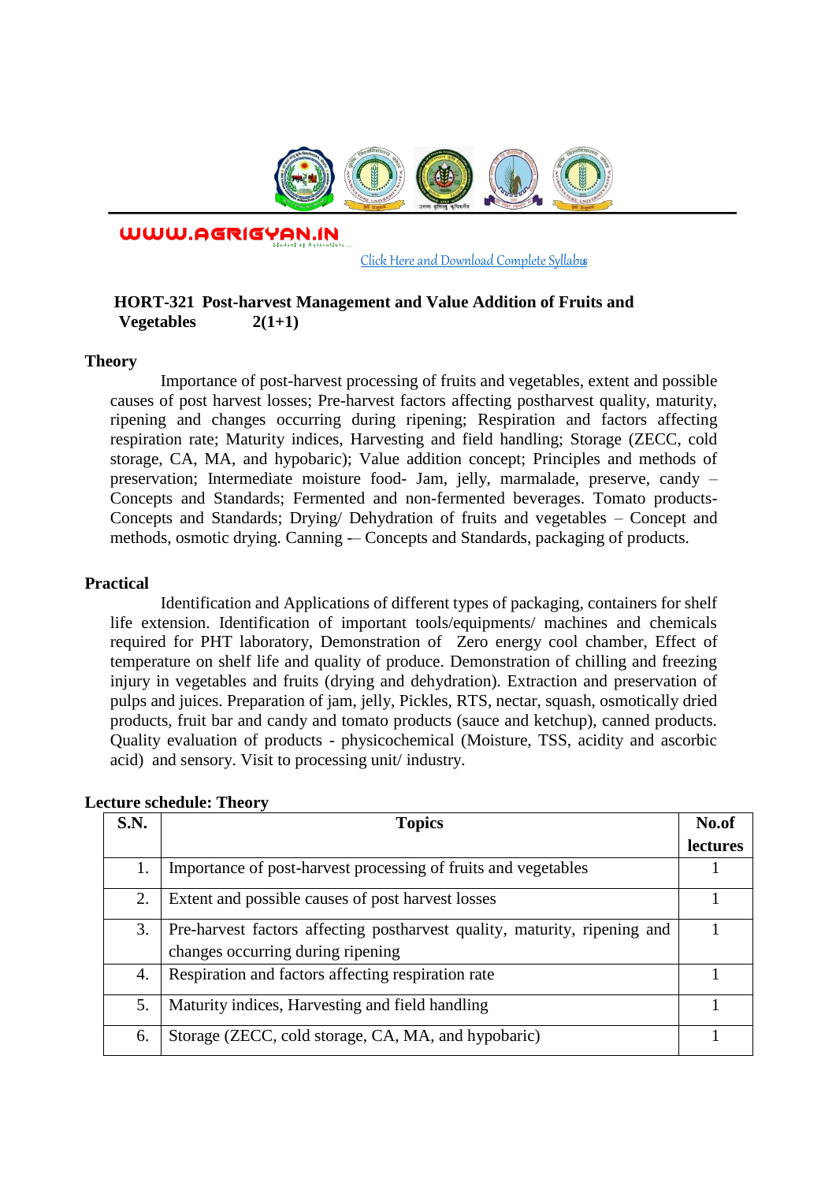WWW.AGRIGYAN.IN

Click Here and Download Complete Syllabus

## HORT-321 Post-harvest Management and Value Addition of Fruits and Vegetables 2(1+1)

### Theory

Importance of post-harvest processing of fruits and vegetables, extent and possible causes of post harvest losses; Pre-harvest factors affecting postharvest quality, maturity, ripening and changes occurring during ripening; Respiration and factors affecting respiration rate; Maturity indices, Harvesting and field handling; Storage (ZECC, cold storage, CA, MA, and hypobaric); Value addition concept; Principles and methods of preservation; Intermediate moisture food- Jam, jelly, marmalade, preserve, candy – Concepts and Standards; Fermented and non-fermented beverages. Tomato products- Concepts and Standards; Drying/ Dehydration of fruits and vegetables – Concept and methods, osmotic drying. Canning -– Concepts and Standards, packaging of products.

### Practical

Identification and Applications of different types of packaging, containers for shelf life extension. Identification of important tools/equipments/ machines and chemicals required for PHT laboratory, Demonstration of Zero energy cool chamber, Effect of temperature on shelf life and quality of produce. Demonstration of chilling and freezing injury in vegetables and fruits (drying and dehydration). Extraction and preservation of pulps and juices. Preparation of jam, jelly, Pickles, RTS, nectar, squash, osmotically dried products, fruit bar and candy and tomato products (sauce and ketchup), canned products. Quality evaluation of products - physicochemical (Moisture, TSS, acidity and ascorbic acid) and sensory. Visit to processing unit/ industry.

### Lecture schedule: Theory

| S.N. | Topics | No.of lectures |
|---|---|---|
| 1. | Importance of post-harvest processing of fruits and vegetables | 1 |
| 2. | Extent and possible causes of post harvest losses | 1 |
| 3. | Pre-harvest factors affecting postharvest quality, maturity, ripening and changes occurring during ripening | 1 |
| 4. | Respiration and factors affecting respiration rate | 1 |
| 5. | Maturity indices, Harvesting and field handling | 1 |
| 6. | Storage (ZECC, cold storage, CA, MA, and hypobaric) | 1 |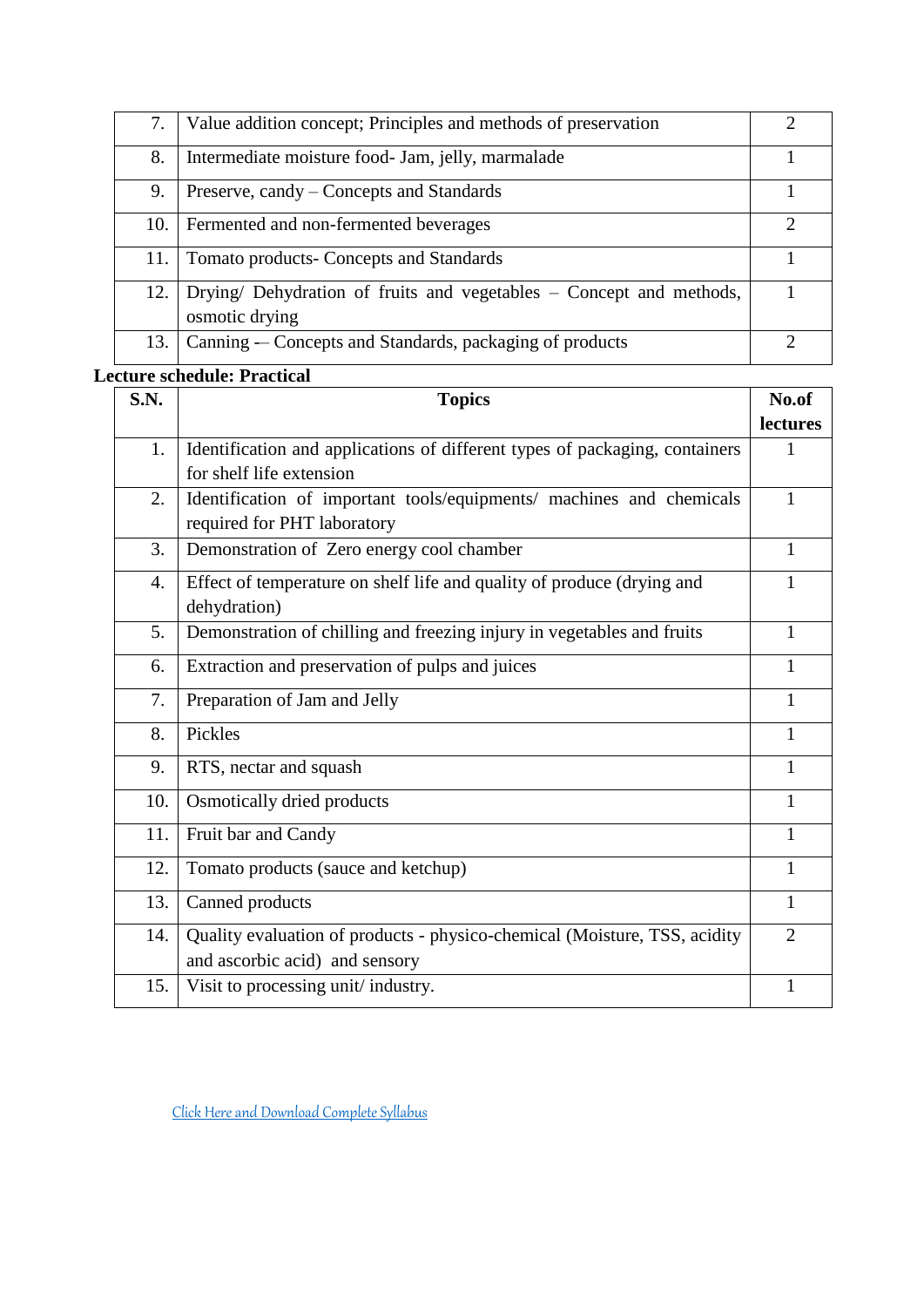| | | |
|---|---|---|
| 7. | Value addition concept; Principles and methods of preservation | 2 |
| 8. | Intermediate moisture food- Jam, jelly, marmalade | 1 |
| 9. | Preserve, candy – Concepts and Standards | 1 |
| 10. | Fermented and non-fermented beverages | 2 |
| 11. | Tomato products- Concepts and Standards | 1 |
| 12. | Drying/ Dehydration of fruits and vegetables – Concept and methods, osmotic drying | 1 |
| 13. | Canning -– Concepts and Standards, packaging of products | 2 |

**Lecture schedule: Practical**

| S.N. | Topics | No.of lectures |
|---|---|---|
| 1. | Identification and applications of different types of packaging, containers for shelf life extension | 1 |
| 2. | Identification of important tools/equipments/ machines and chemicals required for PHT laboratory | 1 |
| 3. | Demonstration of Zero energy cool chamber | 1 |
| 4. | Effect of temperature on shelf life and quality of produce (drying and dehydration) | 1 |
| 5. | Demonstration of chilling and freezing injury in vegetables and fruits | 1 |
| 6. | Extraction and preservation of pulps and juices | 1 |
| 7. | Preparation of Jam and Jelly | 1 |
| 8. | Pickles | 1 |
| 9. | RTS, nectar and squash | 1 |
| 10. | Osmotically dried products | 1 |
| 11. | Fruit bar and Candy | 1 |
| 12. | Tomato products (sauce and ketchup) | 1 |
| 13. | Canned products | 1 |
| 14. | Quality evaluation of products - physico-chemical (Moisture, TSS, acidity and ascorbic acid) and sensory | 2 |
| 15. | Visit to processing unit/ industry. | 1 |

Click Here and Download Complete Syllabus